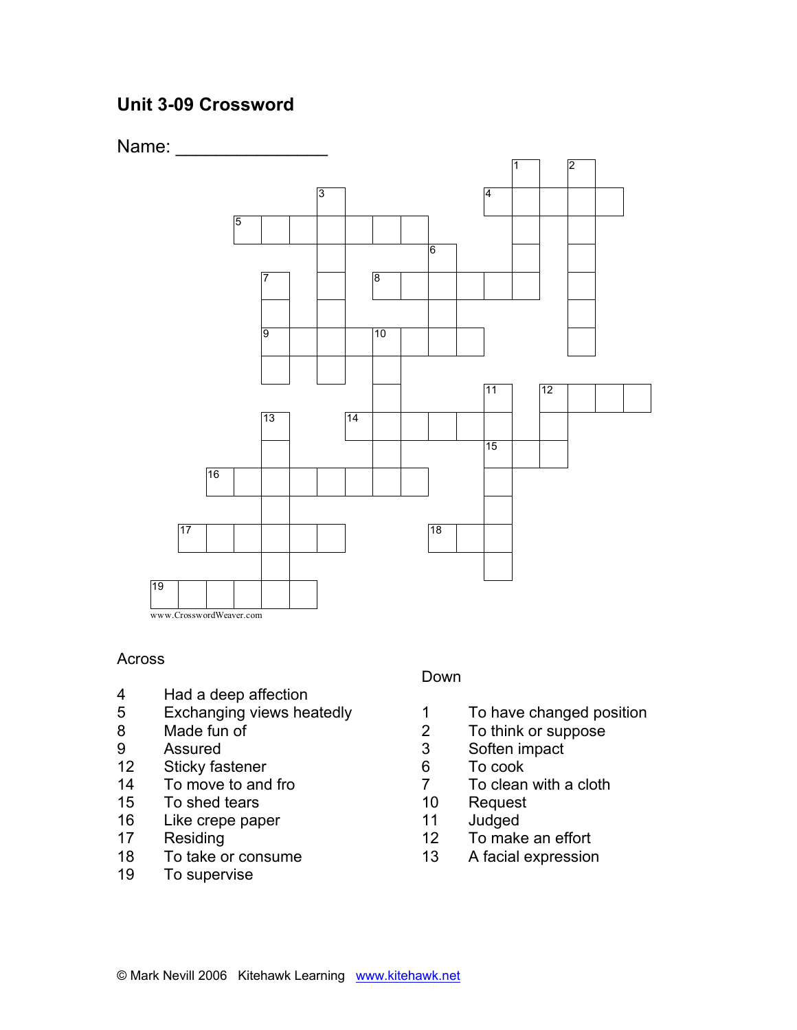# Unit 3-09 Crossword

Name: _______________

www.CrosswordWeaver.com

## Across

4 Had a deep affection
5 Exchanging views heatedly
8 Made fun of
9 Assured
12 Sticky fastener
14 To move to and fro
15 To shed tears
16 Like crepe paper
17 Residing
18 To take or consume
19 To supervise

## Down

1 To have changed position
2 To think or suppose
3 Soften impact
6 To cook
7 To clean with a cloth
10 Request
11 Judged
12 To make an effort
13 A facial expression

© Mark Nevill 2006 Kitehawk Learning www.kitehawk.net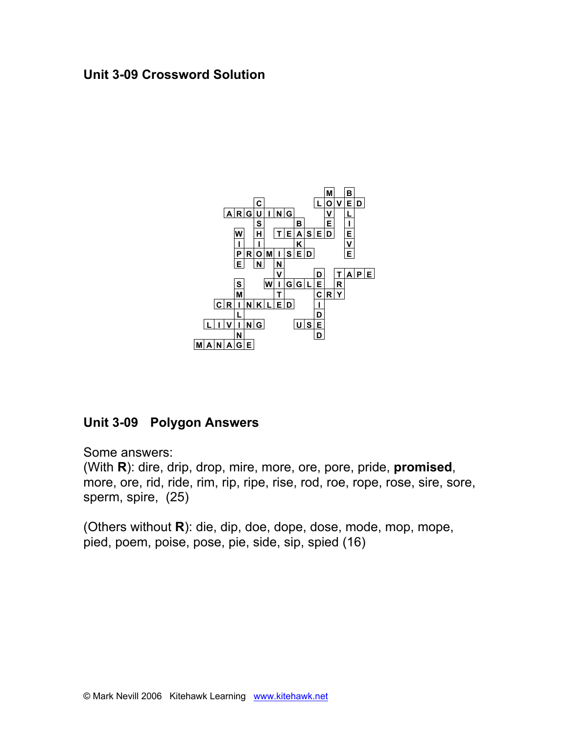## Unit 3-09 Crossword Solution

```
             M B
      C     LOVED
   ARGUING   V L
      S   B  E I
    W H TEASED E
    I I   K    V
    PROMISED   E
    E N N
        V   D TAPE
    S  WIGGLE R
    M   T   CRY
  CRINKLED   I
    L       D
 LIVING   USE
    N       D
MANAGE
```

## Unit 3-09 Polygon Answers

Some answers:
(With **R**): dire, drip, drop, mire, more, ore, pore, pride, **promised**, more, ore, rid, ride, rim, rip, ripe, rise, rod, roe, rope, rose, sire, sore, sperm, spire, (25)

(Others without **R**): die, dip, doe, dope, dose, mode, mop, mope, pied, poem, poise, pose, pie, side, sip, spied (16)

© Mark Nevill 2006 Kitehawk Learning www.kitehawk.net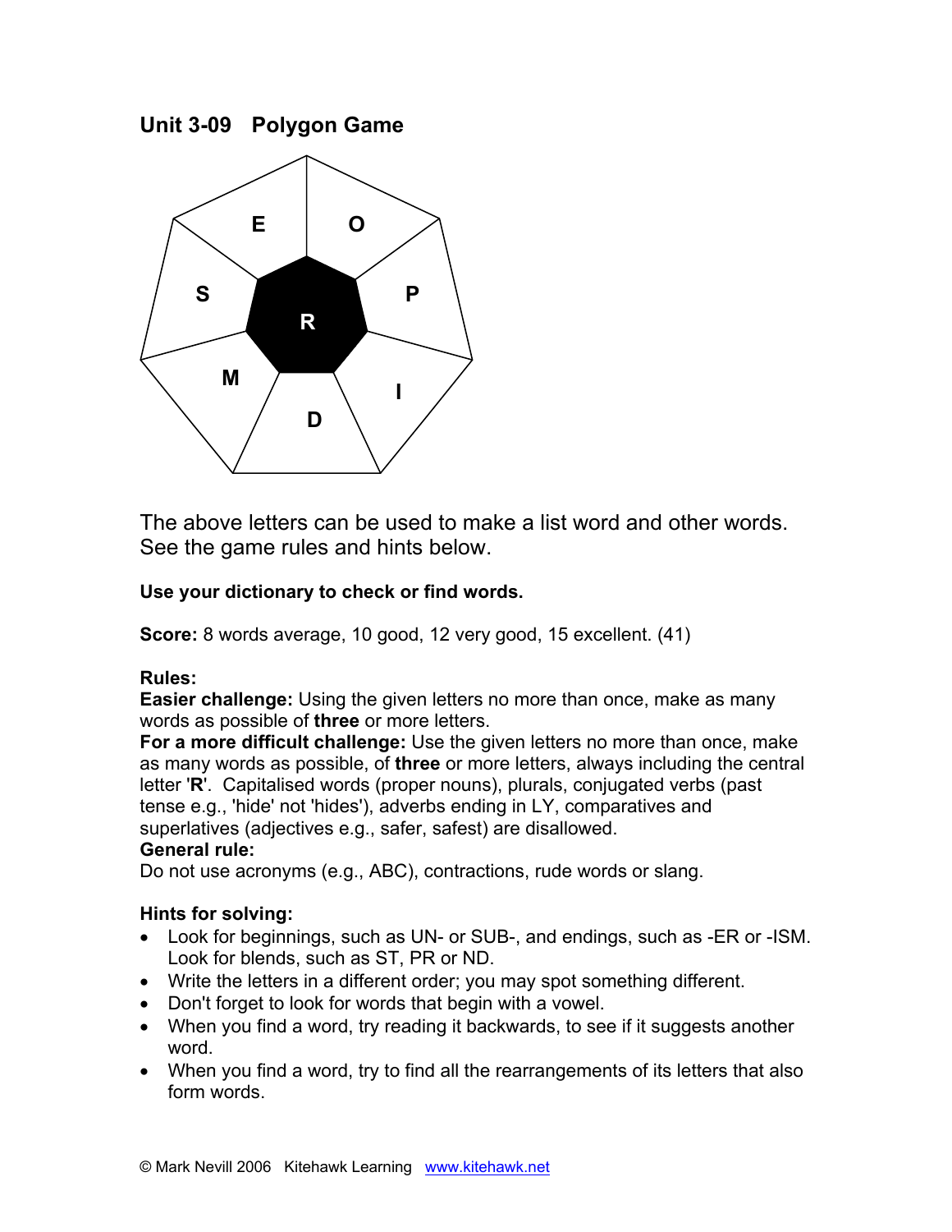## Unit 3-09 Polygon Game

E O S P R M I D

The above letters can be used to make a list word and other words. See the game rules and hints below.

**Use your dictionary to check or find words.**

**Score:** 8 words average, 10 good, 12 very good, 15 excellent. (41)

**Rules:**
**Easier challenge:** Using the given letters no more than once, make as many words as possible of **three** or more letters.
**For a more difficult challenge:** Use the given letters no more than once, make as many words as possible, of **three** or more letters, always including the central letter '**R**'. Capitalised words (proper nouns), plurals, conjugated verbs (past tense e.g., 'hide' not 'hides'), adverbs ending in LY, comparatives and superlatives (adjectives e.g., safer, safest) are disallowed.
**General rule:**
Do not use acronyms (e.g., ABC), contractions, rude words or slang.

**Hints for solving:**

- Look for beginnings, such as UN- or SUB-, and endings, such as -ER or -ISM. Look for blends, such as ST, PR or ND.
- Write the letters in a different order; you may spot something different.
- Don't forget to look for words that begin with a vowel.
- When you find a word, try reading it backwards, to see if it suggests another word.
- When you find a word, try to find all the rearrangements of its letters that also form words.

© Mark Nevill 2006 Kitehawk Learning www.kitehawk.net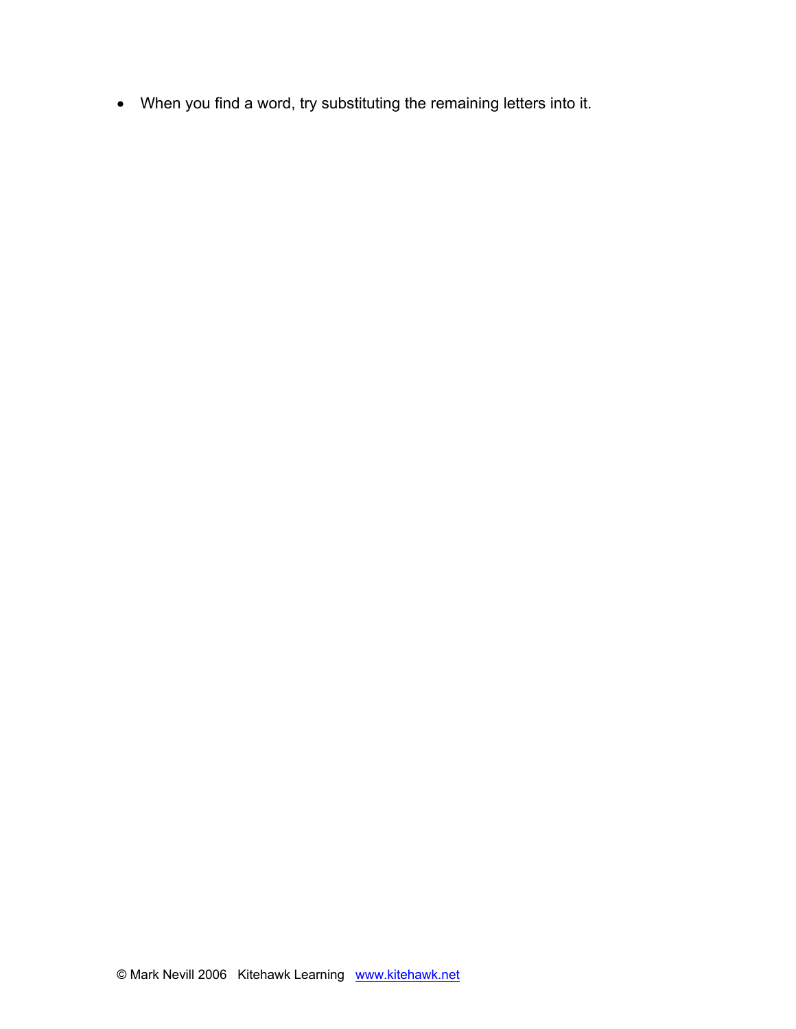- When you find a word, try substituting the remaining letters into it.